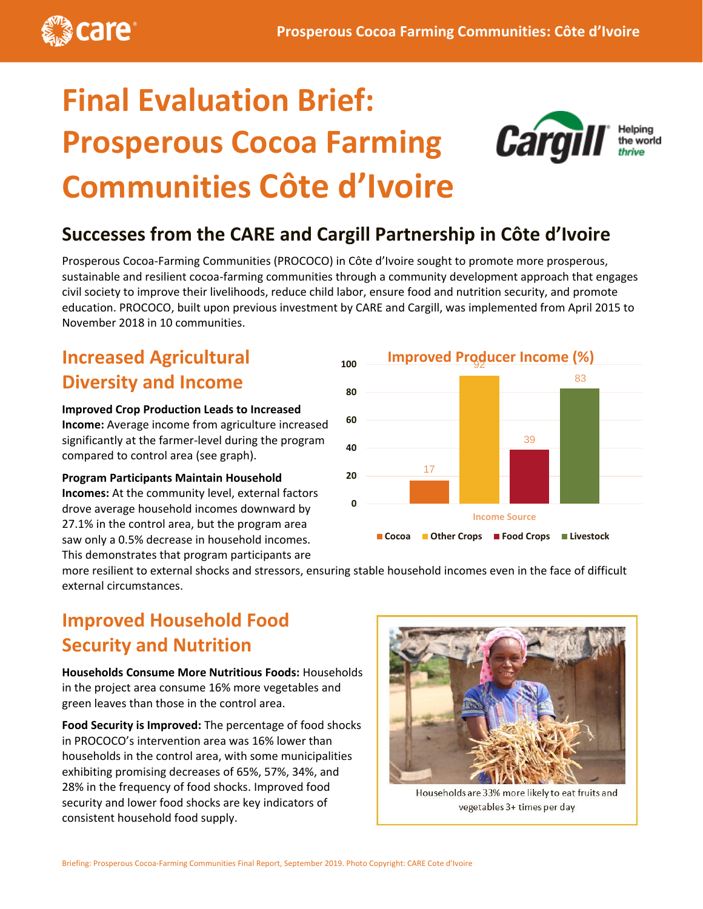# Final Evaluation Brief: Prosperous Cocoa Farming Communities Côte d'Ivoire

## Successes from the CARE and Cargill Partnership in Côte d'Ivoire

Prosperous Cocoa-Farming Communities (PROCOCO) in Côte d'Ivoire sought to promote more prosperous, sustainable and resilient cocoa-farming communities through a community development approach that engages civil society to improve their livelihoods, reduce child labor, ensure food and nutrition security, and promote education. PROCOCO, built upon previous investment by CARE and Cargill, was implemented from April 2015 to November 2018 in 10 communities.

## Increased Agricultural Diversity and Income

**Improved Crop Production Leads to Increased Income:** Average income from agriculture increased significantly at the farmer-level during the program compared to control area (see graph).

**Program Participants Maintain Household Incomes:** At the community level, external factors drove average household incomes downward by 27.1% in the control area, but the program area saw only a 0.5% decrease in household incomes. This demonstrates that program participants are more resilient to external shocks and stressors, ensuring stable household incomes even in the face of difficult external circumstances.

**Improved Producer Income (%)**

| Income Source | % |
| --- | --- |
| Cocoa | 17 |
| Other Crops | 92 |
| Food Crops | 39 |
| Livestock | 83 |

## Improved Household Food Security and Nutrition

**Households Consume More Nutritious Foods:** Households in the project area consume 16% more vegetables and green leaves than those in the control area.

**Food Security is Improved:** The percentage of food shocks in PROCOCO's intervention area was 16% lower than households in the control area, with some municipalities exhibiting promising decreases of 65%, 57%, 34%, and 28% in the frequency of food shocks. Improved food security and lower food shocks are key indicators of consistent household food supply.

Households are 33% more likely to eat fruits and vegetables 3+ times per day

Briefing: Prosperous Cocoa-Farming Communities Final Report, September 2019. Photo Copyright: CARE Cote d'Ivoire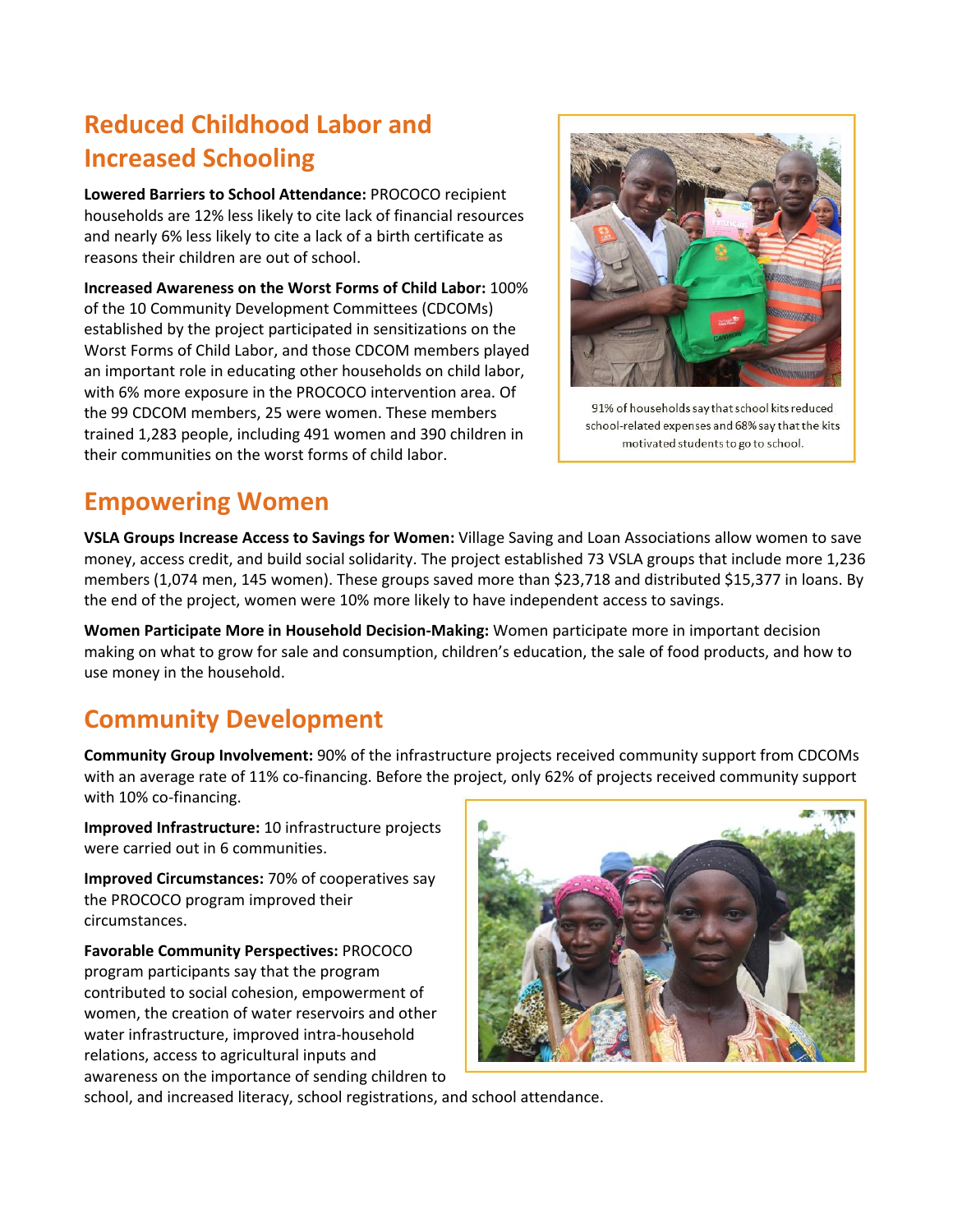## Reduced Childhood Labor and Increased Schooling

**Lowered Barriers to School Attendance:** PROCOCO recipient households are 12% less likely to cite lack of financial resources and nearly 6% less likely to cite a lack of a birth certificate as reasons their children are out of school.

**Increased Awareness on the Worst Forms of Child Labor:** 100% of the 10 Community Development Committees (CDCOMs) established by the project participated in sensitizations on the Worst Forms of Child Labor, and those CDCOM members played an important role in educating other households on child labor, with 6% more exposure in the PROCOCO intervention area. Of the 99 CDCOM members, 25 were women. These members trained 1,283 people, including 491 women and 390 children in their communities on the worst forms of child labor.

91% of households say that school kits reduced school-related expenses and 68% say that the kits motivated students to go to school.

## Empowering Women

**VSLA Groups Increase Access to Savings for Women:** Village Saving and Loan Associations allow women to save money, access credit, and build social solidarity. The project established 73 VSLA groups that include more 1,236 members (1,074 men, 145 women). These groups saved more than $23,718 and distributed $15,377 in loans. By the end of the project, women were 10% more likely to have independent access to savings.

**Women Participate More in Household Decision-Making:** Women participate more in important decision making on what to grow for sale and consumption, children's education, the sale of food products, and how to use money in the household.

## Community Development

**Community Group Involvement:** 90% of the infrastructure projects received community support from CDCOMs with an average rate of 11% co-financing. Before the project, only 62% of projects received community support with 10% co-financing.

**Improved Infrastructure:** 10 infrastructure projects were carried out in 6 communities.

**Improved Circumstances:** 70% of cooperatives say the PROCOCO program improved their circumstances.

**Favorable Community Perspectives:** PROCOCO program participants say that the program contributed to social cohesion, empowerment of women, the creation of water reservoirs and other water infrastructure, improved intra-household relations, access to agricultural inputs and awareness on the importance of sending children to school, and increased literacy, school registrations, and school attendance.